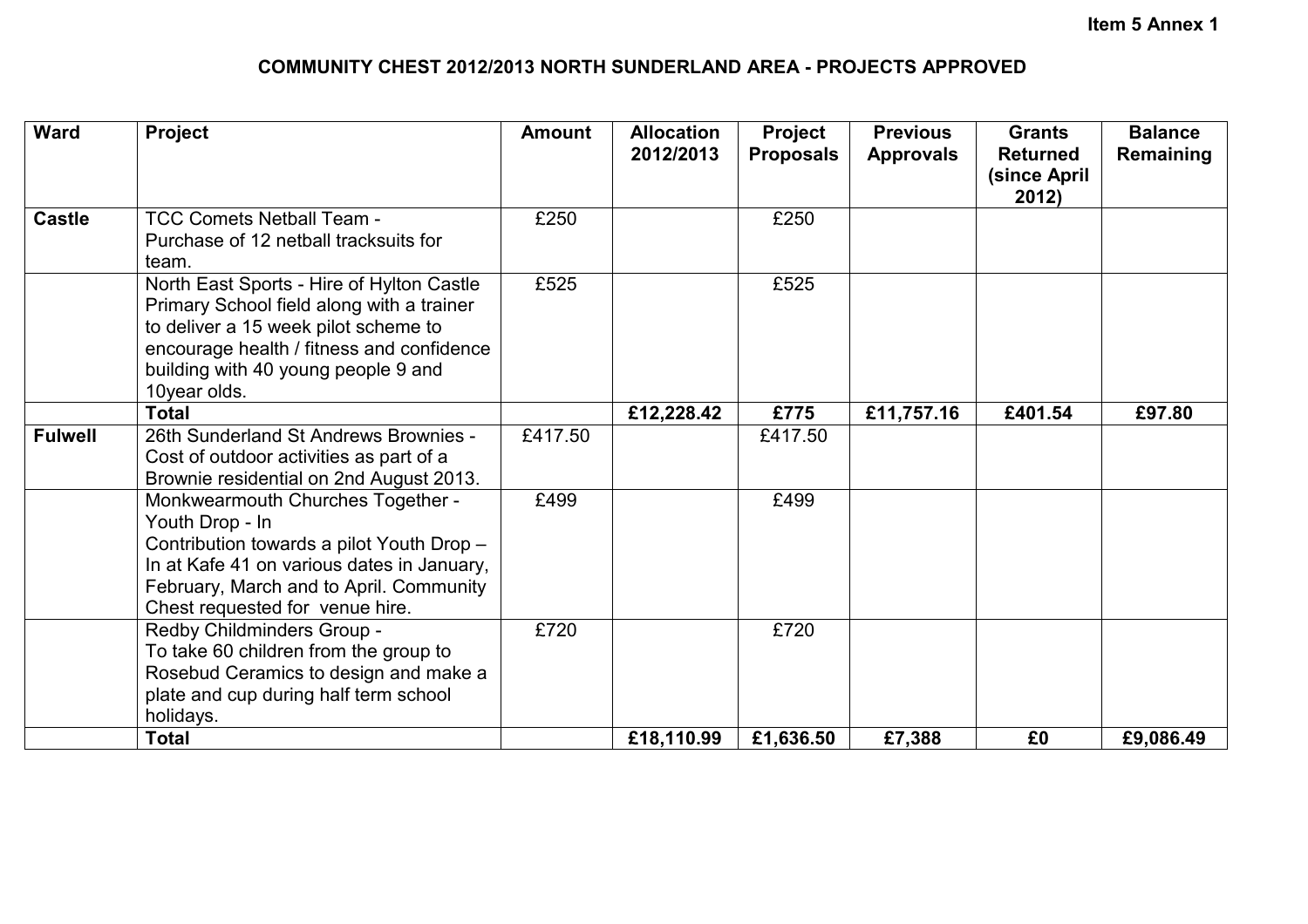Item 5 Annex 1

# COMMUNITY CHEST 2012/2013 NORTH SUNDERLAND AREA - PROJECTS APPROVED

| Ward | Project | Amount | Allocation 2012/2013 | Project Proposals | Previous Approvals | Grants Returned (since April 2012) | Balance Remaining |
|---|---|---|---|---|---|---|---|
| **Castle** | TCC Comets Netball Team - Purchase of 12 netball tracksuits for team. | £250 | | £250 | | | |
| | North East Sports - Hire of Hylton Castle Primary School field along with a trainer to deliver a 15 week pilot scheme to encourage health / fitness and confidence building with 40 young people 9 and 10year olds. | £525 | | £525 | | | |
| | **Total** | | **£12,228.42** | **£775** | **£11,757.16** | **£401.54** | **£97.80** |
| **Fulwell** | 26th Sunderland St Andrews Brownies - Cost of outdoor activities as part of a Brownie residential on 2nd August 2013. | £417.50 | | £417.50 | | | |
| | Monkwearmouth Churches Together - Youth Drop - In Contribution towards a pilot Youth Drop – In at Kafe 41 on various dates in January, February, March and to April. Community Chest requested for venue hire. | £499 | | £499 | | | |
| | Redby Childminders Group - To take 60 children from the group to Rosebud Ceramics to design and make a plate and cup during half term school holidays. | £720 | | £720 | | | |
| | **Total** | | **£18,110.99** | **£1,636.50** | **£7,388** | **£0** | **£9,086.49** |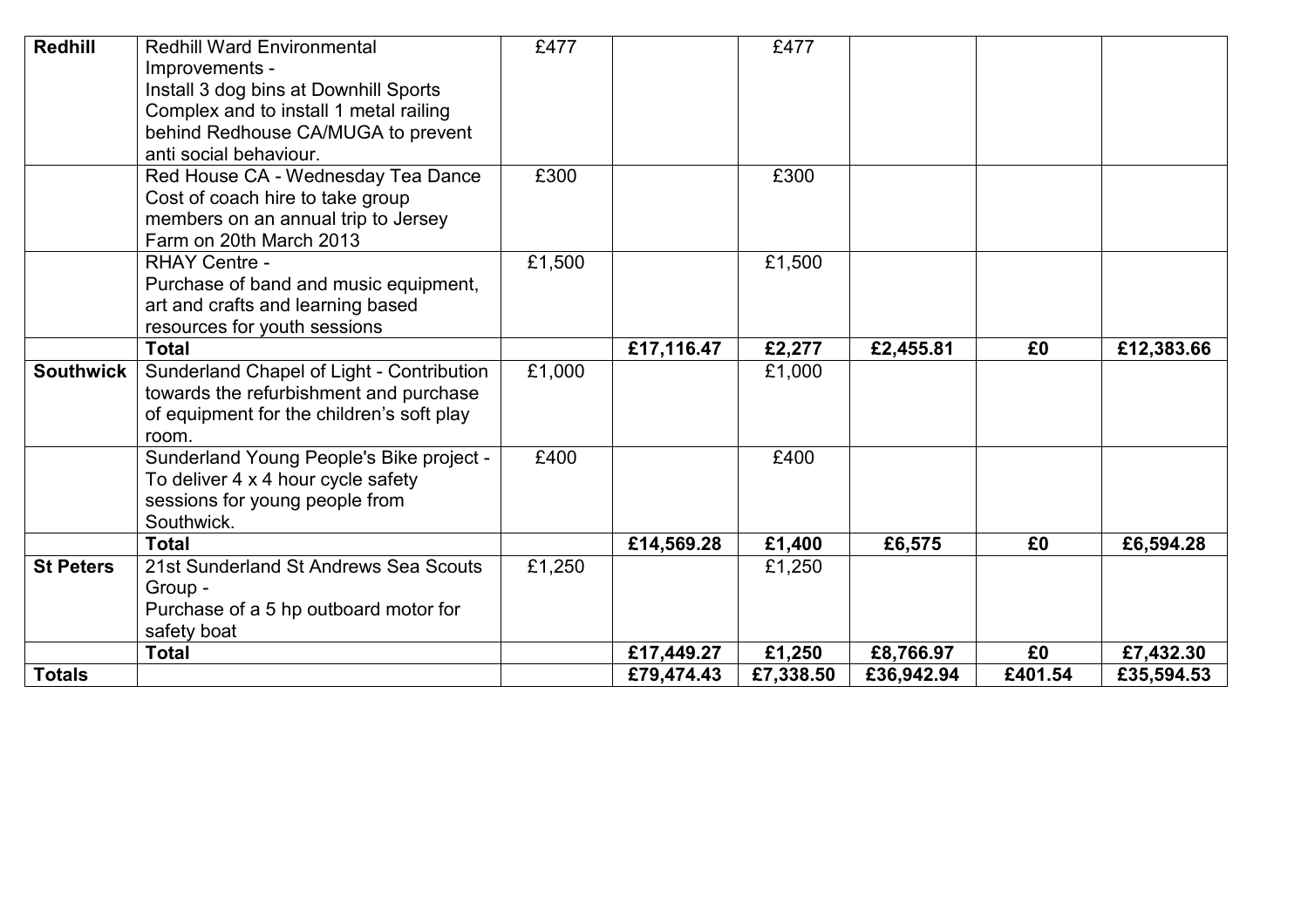| | | | | | | | |
|---|---|---|---|---|---|---|---|
| **Redhill** | Redhill Ward Environmental Improvements -<br>Install 3 dog bins at Downhill Sports Complex and to install 1 metal railing behind Redhouse CA/MUGA to prevent anti social behaviour. | £477 | | £477 | | | |
| | Red House CA - Wednesday Tea Dance Cost of coach hire to take group members on an annual trip to Jersey Farm on 20th March 2013 | £300 | | £300 | | | |
| | RHAY Centre -<br>Purchase of band and music equipment, art and crafts and learning based resources for youth sessions | £1,500 | | £1,500 | | | |
| | **Total** | | **£17,116.47** | **£2,277** | **£2,455.81** | **£0** | **£12,383.66** |
| **Southwick** | Sunderland Chapel of Light - Contribution towards the refurbishment and purchase of equipment for the children's soft play room. | £1,000 | | £1,000 | | | |
| | Sunderland Young People's Bike project - To deliver 4 x 4 hour cycle safety sessions for young people from Southwick. | £400 | | £400 | | | |
| | **Total** | | **£14,569.28** | **£1,400** | **£6,575** | **£0** | **£6,594.28** |
| **St Peters** | 21st Sunderland St Andrews Sea Scouts Group -<br>Purchase of a 5 hp outboard motor for safety boat | £1,250 | | £1,250 | | | |
| | **Total** | | **£17,449.27** | **£1,250** | **£8,766.97** | **£0** | **£7,432.30** |
| **Totals** | | | **£79,474.43** | **£7,338.50** | **£36,942.94** | **£401.54** | **£35,594.53** |